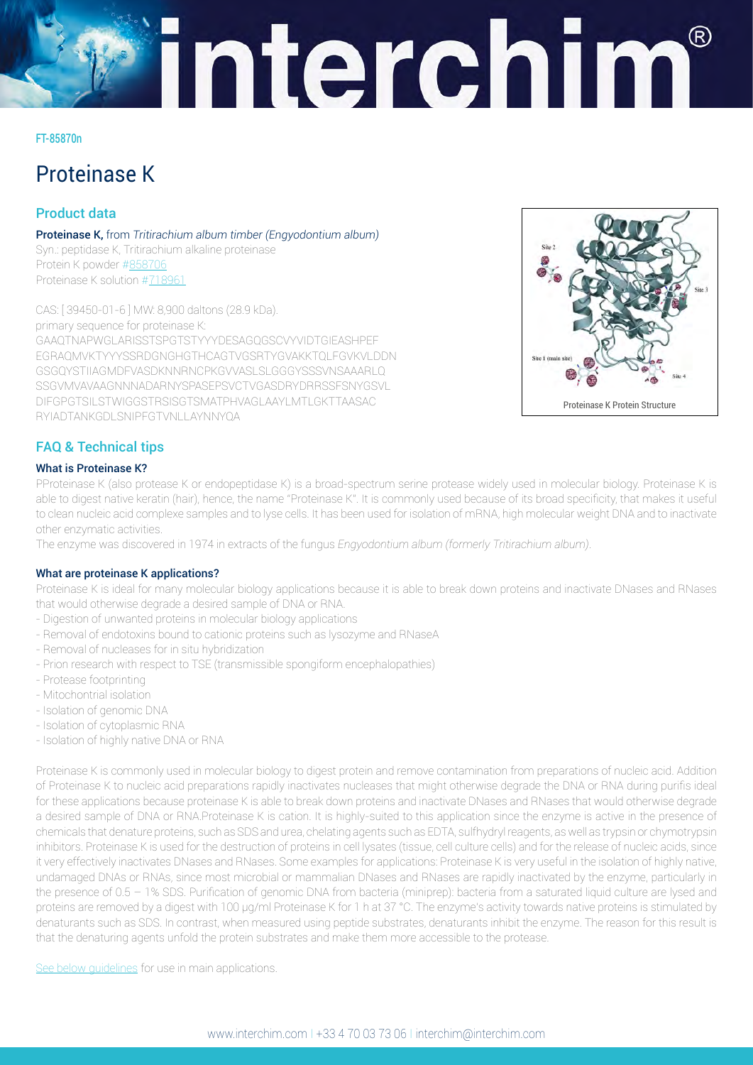FT-85870n

# Proteinase K

## Product data

**Proteinase K,** from *Tritirachium album timber (Engyodontium album)*
Syn.: peptidase K, Tritirachium alkaline proteinase
Protein K powder #858706
Proteinase K solution #718961

CAS: [ 39450-01-6 ] MW: 8,900 daltons (28.9 kDa).
primary sequence for proteinase K:
GAAQTNAPWGLARISSTSPGTSTYYYDESAGQGSCVYVIDTGIEASHPEF
EGRAQMVKTYYYSSRDGNGHGTHCAGTVGSRTYGVAKKTQLFGVKVLDDN
GSGQYSTIIAGMDFVASDKNNRNCPKGVVASLSLGGGYSSSVNSAAARLQ
SSGVMVAVAAGNNNADARNYSPASEPSVCTVGASDRYDRRSSFSNYGSVL
DIFGPGTSILSTWIGGSTRSISGTSMATPHVAGLAAYLMTLGKTTAASAC
RYIADTANKGDLSNIPFGTVNLLAYNNYQA

Proteinase K Protein Structure

## FAQ & Technical tips

### What is Proteinase K?

PProteinase K (also protease K or endopeptidase K) is a broad-spectrum serine protease widely used in molecular biology. Proteinase K is able to digest native keratin (hair), hence, the name "Proteinase K". It is commonly used because of its broad specificity, that makes it useful to clean nucleic acid complexe samples and to lyse cells. It has been used for isolation of mRNA, high molecular weight DNA and to inactivate other enzymatic activities.

The enzyme was discovered in 1974 in extracts of the fungus *Engyodontium album (formerly Tritirachium album)*.

### What are proteinase K applications?

Proteinase K is ideal for many molecular biology applications because it is able to break down proteins and inactivate DNases and RNases that would otherwise degrade a desired sample of DNA or RNA.

- Digestion of unwanted proteins in molecular biology applications
- Removal of endotoxins bound to cationic proteins such as lysozyme and RNaseA
- Removal of nucleases for in situ hybridization
- Prion research with respect to TSE (transmissible spongiform encephalopathies)
- Protease footprinting
- Mitochontrial isolation
- Isolation of genomic DNA
- Isolation of cytoplasmic RNA
- Isolation of highly native DNA or RNA

Proteinase K is commonly used in molecular biology to digest protein and remove contamination from preparations of nucleic acid. Addition of Proteinase K to nucleic acid preparations rapidly inactivates nucleases that might otherwise degrade the DNA or RNA during purifis ideal for these applications because proteinase K is able to break down proteins and inactivate DNases and RNases that would otherwise degrade a desired sample of DNA or RNA.Proteinase K is cation. It is highly-suited to this application since the enzyme is active in the presence of chemicals that denature proteins, such as SDS and urea, chelating agents such as EDTA, sulfhydryl reagents, as well as trypsin or chymotrypsin inhibitors. Proteinase K is used for the destruction of proteins in cell lysates (tissue, cell culture cells) and for the release of nucleic acids, since it very effectively inactivates DNases and RNases. Some examples for applications: Proteinase K is very useful in the isolation of highly native, undamaged DNAs or RNAs, since most microbial or mammalian DNases and RNases are rapidly inactivated by the enzyme, particularly in the presence of 0.5 – 1% SDS. Purification of genomic DNA from bacteria (miniprep): bacteria from a saturated liquid culture are lysed and proteins are removed by a digest with 100 µg/ml Proteinase K for 1 h at 37 °C. The enzyme's activity towards native proteins is stimulated by denaturants such as SDS. In contrast, when measured using peptide substrates, denaturants inhibit the enzyme. The reason for this result is that the denaturing agents unfold the protein substrates and make them more accessible to the protease.

See below guidelines for use in main applications.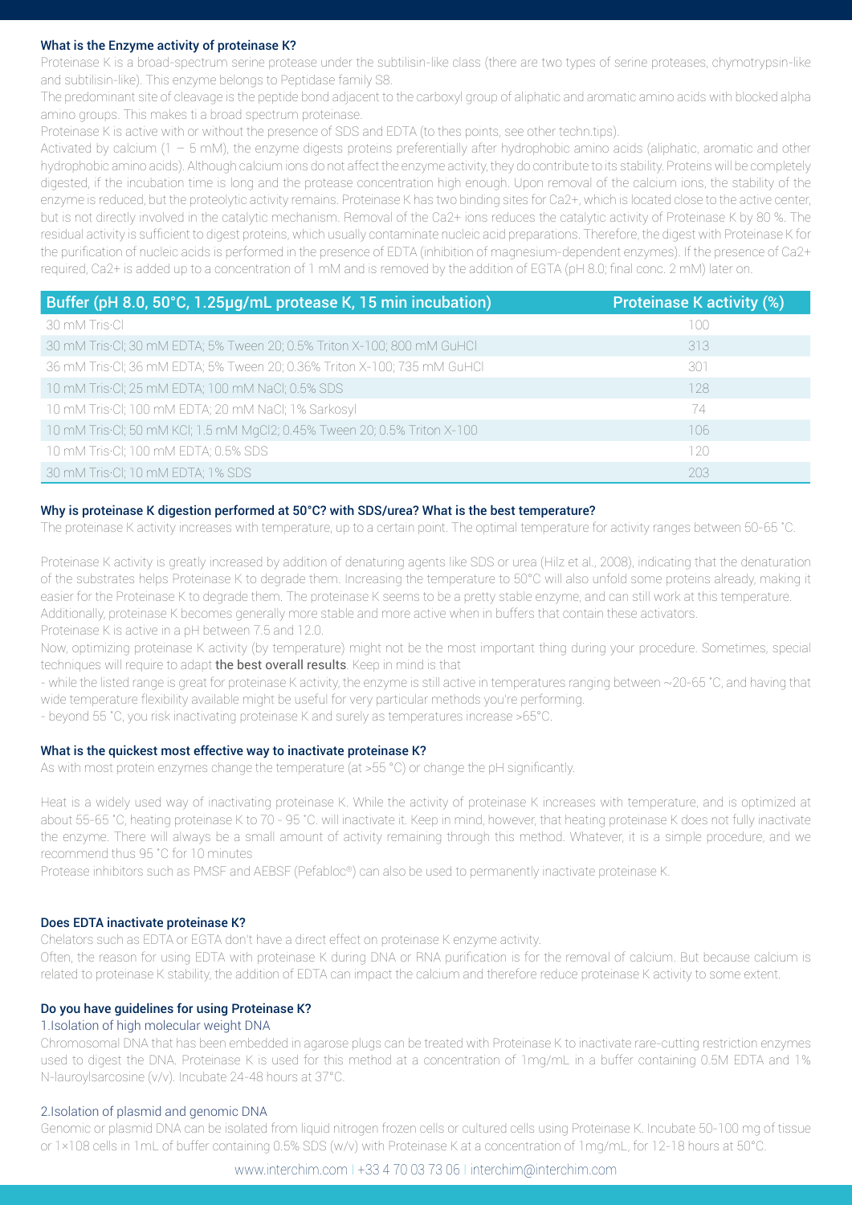### What is the Enzyme activity of proteinase K?

Proteinase K is a broad-spectrum serine protease under the subtilisin-like class (there are two types of serine proteases, chymotrypsin-like and subtilisin-like). This enzyme belongs to Peptidase family S8.

The predominant site of cleavage is the peptide bond adjacent to the carboxyl group of aliphatic and aromatic amino acids with blocked alpha amino groups. This makes ti a broad spectrum proteinase.

Proteinase K is active with or without the presence of SDS and EDTA (to thes points, see other techn.tips).

Activated by calcium (1 – 5 mM), the enzyme digests proteins preferentially after hydrophobic amino acids (aliphatic, aromatic and other hydrophobic amino acids). Although calcium ions do not affect the enzyme activity, they do contribute to its stability. Proteins will be completely digested, if the incubation time is long and the protease concentration high enough. Upon removal of the calcium ions, the stability of the enzyme is reduced, but the proteolytic activity remains. Proteinase K has two binding sites for Ca2+, which is located close to the active center, but is not directly involved in the catalytic mechanism. Removal of the Ca2+ ions reduces the catalytic activity of Proteinase K by 80 %. The residual activity is sufficient to digest proteins, which usually contaminate nucleic acid preparations. Therefore, the digest with Proteinase K for the purification of nucleic acids is performed in the presence of EDTA (inhibition of magnesium-dependent enzymes). If the presence of Ca2+ required, Ca2+ is added up to a concentration of 1 mM and is removed by the addition of EGTA (pH 8.0; final conc. 2 mM) later on.

| Buffer (pH 8.0, 50°C, 1.25µg/mL protease K, 15 min incubation) | Proteinase K activity (%) |
|---|---|
| 30 mM Tris·Cl | 100 |
| 30 mM Tris·Cl; 30 mM EDTA; 5% Tween 20; 0.5% Triton X-100; 800 mM GuHCl | 313 |
| 36 mM Tris·Cl; 36 mM EDTA; 5% Tween 20; 0.36% Triton X-100; 735 mM GuHCl | 301 |
| 10 mM Tris·Cl; 25 mM EDTA; 100 mM NaCl; 0.5% SDS | 128 |
| 10 mM Tris·Cl; 100 mM EDTA; 20 mM NaCl; 1% Sarkosyl | 74 |
| 10 mM Tris·Cl; 50 mM KCl; 1.5 mM MgCl2; 0.45% Tween 20; 0.5% Triton X-100 | 106 |
| 10 mM Tris·Cl; 100 mM EDTA; 0.5% SDS | 120 |
| 30 mM Tris·Cl; 10 mM EDTA; 1% SDS | 203 |

### Why is proteinase K digestion performed at 50°C? with SDS/urea? What is the best temperature?

The proteinase K activity increases with temperature, up to a certain point. The optimal temperature for activity ranges between 50-65 °C.

Proteinase K activity is greatly increased by addition of denaturing agents like SDS or urea (Hilz et al., 2008), indicating that the denaturation of the substrates helps Proteinase K to degrade them. Increasing the temperature to 50°C will also unfold some proteins already, making it easier for the Proteinase K to degrade them. The proteinase K seems to be a pretty stable enzyme, and can still work at this temperature. Additionally, proteinase K becomes generally more stable and more active when in buffers that contain these activators.

Proteinase K is active in a pH between 7.5 and 12.0.

Now, optimizing proteinase K activity (by temperature) might not be the most important thing during your procedure. Sometimes, special techniques will require to adapt **the best overall results**. Keep in mind is that

- while the listed range is great for proteinase K activity, the enzyme is still active in temperatures ranging between ~20-65 °C, and having that wide temperature flexibility available might be useful for very particular methods you're performing.
- beyond 55 °C, you risk inactivating proteinase K and surely as temperatures increase >65°C.

### What is the quickest most effective way to inactivate proteinase K?

As with most protein enzymes change the temperature (at >55 °C) or change the pH significantly.

Heat is a widely used way of inactivating proteinase K. While the activity of proteinase K increases with temperature, and is optimized at about 55-65 °C, heating proteinase K to 70 - 95 °C. will inactivate it. Keep in mind, however, that heating proteinase K does not fully inactivate the enzyme. There will always be a small amount of activity remaining through this method. Whatever, it is a simple procedure, and we recommend thus 95 °C for 10 minutes

Protease inhibitors such as PMSF and AEBSF (Pefabloc®) can also be used to permanently inactivate proteinase K.

### Does EDTA inactivate proteinase K?

Chelators such as EDTA or EGTA don't have a direct effect on proteinase K enzyme activity.

Often, the reason for using EDTA with proteinase K during DNA or RNA purification is for the removal of calcium. But because calcium is related to proteinase K stability, the addition of EDTA can impact the calcium and therefore reduce proteinase K activity to some extent.

### Do you have guidelines for using Proteinase K?

1.Isolation of high molecular weight DNA

Chromosomal DNA that has been embedded in agarose plugs can be treated with Proteinase K to inactivate rare-cutting restriction enzymes used to digest the DNA. Proteinase K is used for this method at a concentration of 1mg/mL in a buffer containing 0.5M EDTA and 1% N-lauroylsarcosine (v/v). Incubate 24-48 hours at 37°C.

2.Isolation of plasmid and genomic DNA

Genomic or plasmid DNA can be isolated from liquid nitrogen frozen cells or cultured cells using Proteinase K. Incubate 50-100 mg of tissue or 1×108 cells in 1mL of buffer containing 0.5% SDS (w/v) with Proteinase K at a concentration of 1mg/mL, for 12-18 hours at 50°C.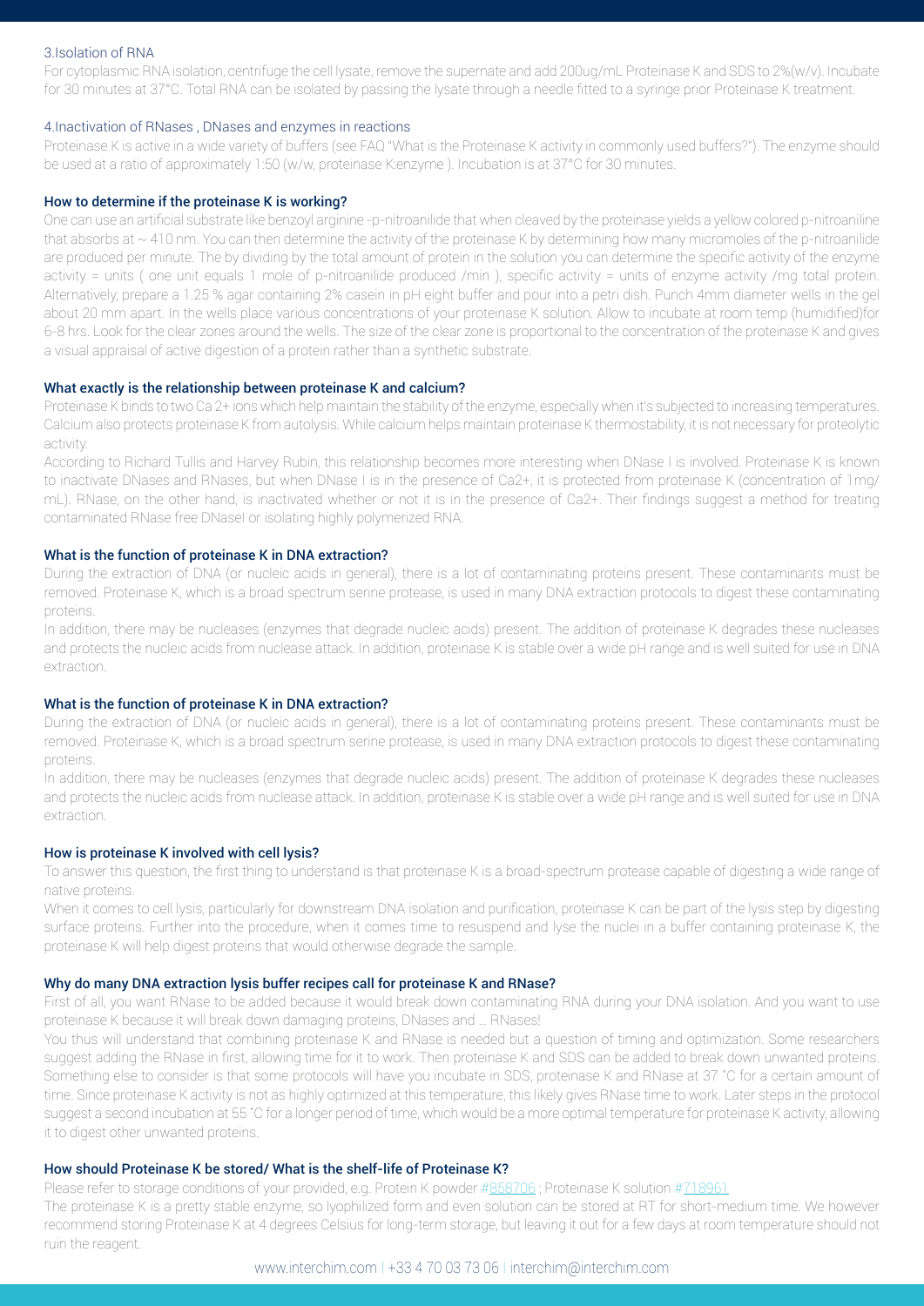3.Isolation of RNA

For cytoplasmic RNA isolation, centrifuge the cell lysate, remove the supernate and add 200ug/mL Proteinase K and SDS to 2%(w/v). Incubate for 30 minutes at 37°C. Total RNA can be isolated by passing the lysate through a needle fitted to a syringe prior Proteinase K treatment.

4.Inactivation of RNases , DNases and enzymes in reactions

Proteinase K is active in a wide variety of buffers (see FAQ "What is the Proteinase K activity in commonly used buffers?"). The enzyme should be used at a ratio of approximately 1:50 (w/w, proteinase K:enzyme ). Incubation is at 37°C for 30 minutes.

### How to determine if the proteinase K is working?

One can use an artificial substrate like benzoyl arginine -p-nitroanilide that when cleaved by the proteinase K yields a yellow colored p-nitroaniline that absorbs at ~ 410 nm. You can then determine the activity of the proteinase K by determining how many micromoles of the p-nitroanilide are produced per minute. The by dividing by the total amount of protein in the solution you can determine the specific activity of the enzyme activity = units ( one unit equals 1 mole of p-nitroanilide produced /min ), specific activity = units of enzyme activity /mg total protein. Alternatively, prepare a 1.25 % agar containing 2% casein in pH eight buffer and pour into a petri dish. Punch 4mm diameter wells in the gel about 20 mm apart. In the wells place various concentrations of your proteinase K solution. Allow to incubate at room temp (humidified)for 6-8 hrs. Look for the clear zones around the wells. The size of the clear zone is proportional to the concentration of the proteinase K and gives a visual appraisal of active digestion of a protein rather than a synthetic substrate.

### What exactly is the relationship between proteinase K and calcium?

Proteinase K binds to two $Ca^{2+}$ ions which help maintain the stability of the enzyme, especially when it's subjected to increasing temperatures. Calcium also protects proteinase K from autolysis. While calcium helps maintain proteinase K thermostability, it is not necessary for proteolytic activity.

According to Richard Tullis and Harvey Rubin, this relationship becomes more interesting when DNase I is involved. Proteinase K is known to inactivate DNases and RNases, but when DNase I is in the presence of $Ca^{2+}$, it is protected from proteinase K (concentration of 1mg/mL). RNase, on the other hand, is inactivated whether or not it is in the presence of $Ca^{2+}$. Their findings suggest a method for treating contaminated RNase free DNaseI or isolating highly polymerized RNA.

### What is the function of proteinase K in DNA extraction?

During the extraction of DNA (or nucleic acids in general), there is a lot of contaminating proteins present. These contaminants must be removed. Proteinase K, which is a broad spectrum serine protease, is used in many DNA extraction protocols to digest these contaminating proteins.

In addition, there may be nucleases (enzymes that degrade nucleic acids) present. The addition of proteinase K degrades these nucleases and protects the nucleic acids from nuclease attack. In addition, proteinase K is stable over a wide pH range and is well suited for use in DNA extraction.

### What is the function of proteinase K in DNA extraction?

During the extraction of DNA (or nucleic acids in general), there is a lot of contaminating proteins present. These contaminants must be removed. Proteinase K, which is a broad spectrum serine protease, is used in many DNA extraction protocols to digest these contaminating proteins.

In addition, there may be nucleases (enzymes that degrade nucleic acids) present. The addition of proteinase K degrades these nucleases and protects the nucleic acids from nuclease attack. In addition, proteinase K is stable over a wide pH range and is well suited for use in DNA extraction.

### How is proteinase K involved with cell lysis?

To answer this question, the first thing to understand is that proteinase K is a broad-spectrum protease capable of digesting a wide range of native proteins.

When it comes to cell lysis, particularly for downstream DNA isolation and purification, proteinase K can be part of the lysis step by digesting surface proteins. Further into the procedure, when it comes time to resuspend and lyse the nuclei in a buffer containing proteinase K, the proteinase K will help digest proteins that would otherwise degrade the sample.

### Why do many DNA extraction lysis buffer recipes call for proteinase K and RNase?

First of all, you want RNase to be added because it would break down contaminating RNA during your DNA isolation. And you want to use proteinase K because it will break down damaging proteins, DNases and … RNases!

You thus will understand that combining proteinase K and RNase is needed but a question of timing and optimization. Some researchers suggest adding the RNase in first, allowing time for it to work. Then proteinase K and SDS can be added to break down unwanted proteins. Something else to consider is that some protocols will have you incubate in SDS, proteinase K and RNase at 37 °C for a certain amount of time. Since proteinase K activity is not as highly optimized at this temperature, this likely gives RNase time to work. Later steps in the protocol suggest a second incubation at 55 °C for a longer period of time, which would be a more optimal temperature for proteinase K activity, allowing it to digest other unwanted proteins.

### How should Proteinase K be stored/ What is the shelf-life of Proteinase K?

Please refer to storage conditions of your provided, e.g. Protein K powder #858706 ; Proteinase K solution #718961

The proteinase K is a pretty stable enzyme, so lyophilized form and even solution can be stored at RT for short-medium time. We however recommend storing Proteinase K at 4 degrees Celsius for long-term storage, but leaving it out for a few days at room temperature should not ruin the reagent.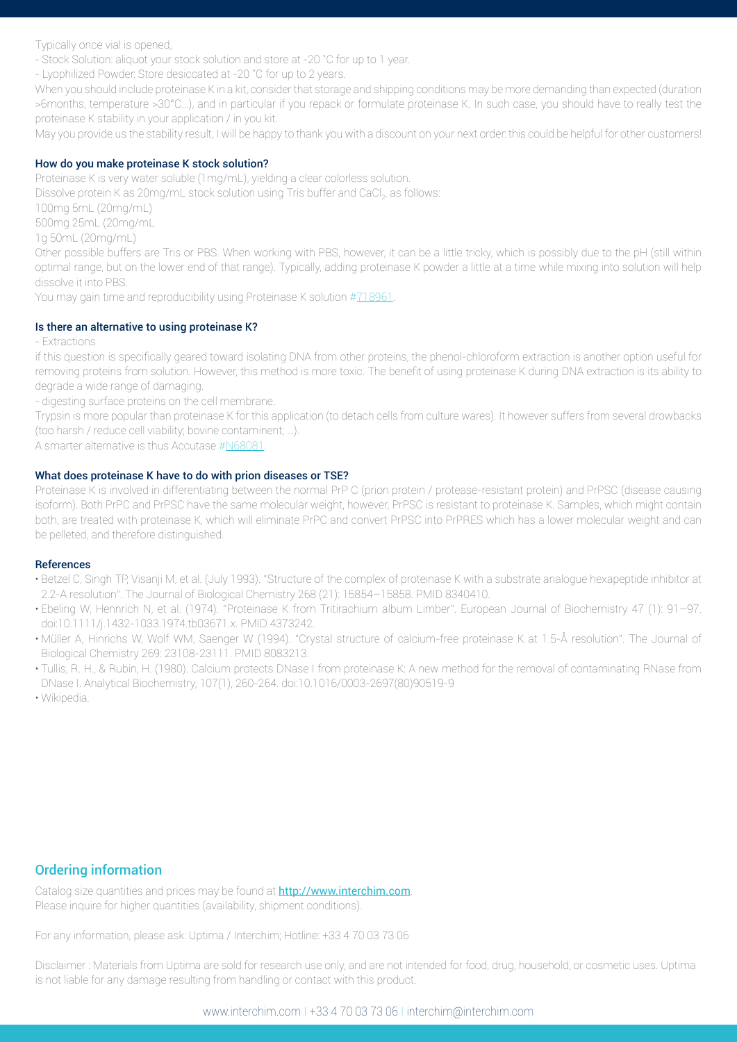Typically once vial is opened,

- Stock Solution: aliquot your stock solution and store at -20 °C for up to 1 year.
- Lyophilized Powder: Store desiccated at -20 °C for up to 2 years.

When you should include proteinase K in a kit, consider that storage and shipping conditions may be more demanding than expected (duration >6months, temperature >30°C...), and in particular if you repack or formulate proteinase K. In such case, you should have to really test the proteinase K stability in your application / in you kit.

May you provide us the stability result, I will be happy to thank you with a discount on your next order: this could be helpful for other customers!

### How do you make proteinase K stock solution?

Proteinase K is very water soluble (1mg/mL), yielding a clear colorless solution.

Dissolve protein K as 20mg/mL stock solution using Tris buffer and $CaCl_2$, as follows:

100mg 5mL (20mg/mL)

500mg 25mL (20mg/mL

1g 50mL (20mg/mL)

Other possible buffers are Tris or PBS. When working with PBS, however, it can be a little tricky, which is possibly due to the pH (still within optimal range, but on the lower end of that range). Typically, adding proteinase K powder a little at a time while mixing into solution will help dissolve it into PBS.

You may gain time and reproducibility using Proteinase K solution #718961.

### Is there an alternative to using proteinase K?

- Extractions

if this question is specifically geared toward isolating DNA from other proteins, the phenol-chloroform extraction is another option useful for removing proteins from solution. However, this method is more toxic. The benefit of using proteinase K during DNA extraction is its ability to degrade a wide range of damaging.

- digesting surface proteins on the cell membrane.

Trypsin is more popular than proteinase K for this application (to detach cells from culture wares). It however suffers from several drowbacks (too harsh / reduce cell viability; bovine contaminent; ...).

A smarter alternative is thus Accutase #N68081.

### What does proteinase K have to do with prion diseases or TSE?

Proteinase K is involved in differentiating between the normal PrP C (prion protein / protease-resistant protein) and PrPSC (disease causing isoform). Both PrPC and PrPSC have the same molecular weight, however, PrPSC is resistant to proteinase K. Samples, which might contain both, are treated with proteinase K, which will eliminate PrPC and convert PrPSC into PrPRES which has a lower molecular weight and can be pelleted, and therefore distinguished.

### References

- Betzel C, Singh TP, Visanji M, et al. (July 1993). "Structure of the complex of proteinase K with a substrate analogue hexapeptide inhibitor at 2.2-A resolution". The Journal of Biological Chemistry 268 (21): 15854–15858. PMID 8340410.
- Ebeling W, Hennrich N, et al. (1974). "Proteinase K from Tritirachium album Limber". European Journal of Biochemistry 47 (1): 91–97. doi:10.1111/j.1432-1033.1974.tb03671.x. PMID 4373242.
- Müller A, Hinrichs W, Wolf WM, Saenger W (1994). "Crystal structure of calcium-free proteinase K at 1.5-Å resolution". The Journal of Biological Chemistry 269: 23108-23111. PMID 8083213.
- Tullis, R. H., & Rubin, H. (1980). Calcium protects DNase I from proteinase K: A new method for the removal of contaminating RNase from DNase I. Analytical Biochemistry, 107(1), 260-264. doi:10.1016/0003-2697(80)90519-9
- Wikipedia.

## Ordering information

Catalog size quantities and prices may be found at http://www.interchim.com.
Please inquire for higher quantities (availability, shipment conditions).

For any information, please ask: Uptima / Interchim; Hotline: +33 4 70 03 73 06

Disclaimer : Materials from Uptima are sold for research use only, and are not intended for food, drug, household, or cosmetic uses. Uptima is not liable for any damage resulting from handling or contact with this product.